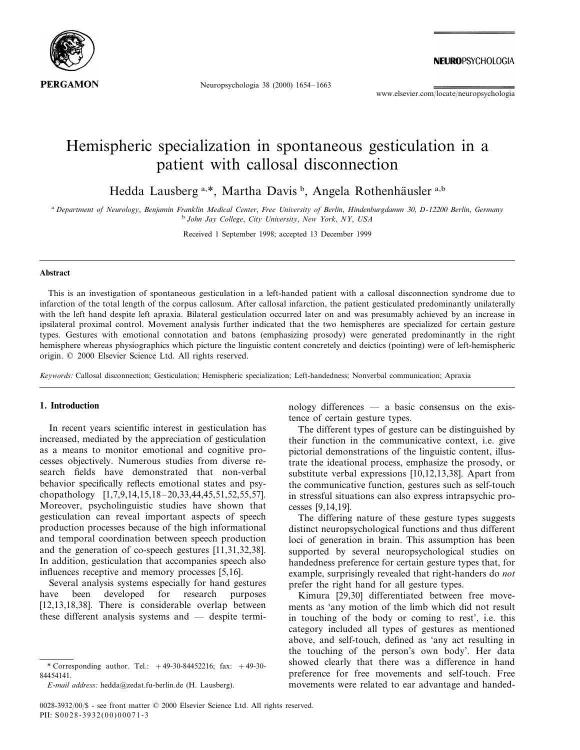# Hemispheric specialization in spontaneous gesticulation in a patient with callosal disconnection

Hedda Lausberg [a,*], Martha Davis [b], Angela Rothenhäusler [a,b]

[a] *Department of Neurology, Benjamin Franklin Medical Center, Free University of Berlin, Hindenburgdamm 30, D-12200 Berlin, Germany*
[b] *John Jay College, City University, New York, NY, USA*

Received 1 September 1998; accepted 13 December 1999

## Abstract

This is an investigation of spontaneous gesticulation in a left-handed patient with a callosal disconnection syndrome due to infarction of the total length of the corpus callosum. After callosal infarction, the patient gesticulated predominantly unilaterally with the left hand despite left apraxia. Bilateral gesticulation occurred later on and was presumably achieved by an increase in ipsilateral proximal control. Movement analysis further indicated that the two hemispheres are specialized for certain gesture types. Gestures with emotional connotation and batons (emphasizing prosody) were generated predominantly in the right hemisphere whereas physiographics which picture the linguistic content concretely and deictics (pointing) were of left-hemispheric origin. © 2000 Elsevier Science Ltd. All rights reserved.

*Keywords:* Callosal disconnection; Gesticulation; Hemispheric specialization; Left-handedness; Nonverbal communication; Apraxia

## 1. Introduction

In recent years scientific interest in gesticulation has increased, mediated by the appreciation of gesticulation as a means to monitor emotional and cognitive processes objectively. Numerous studies from diverse research fields have demonstrated that non-verbal behavior specifically reflects emotional states and psychopathology [1,7,9,14,15,18–20,33,44,45,51,52,55,57]. Moreover, psycholinguistic studies have shown that gesticulation can reveal important aspects of speech production processes because of the high informational and temporal coordination between speech production and the generation of co-speech gestures [11,31,32,38]. In addition, gesticulation that accompanies speech also influences receptive and memory processes [5,16].

Several analysis systems especially for hand gestures have been developed for research purposes [12,13,18,38]. There is considerable overlap between these different analysis systems and — despite terminology differences — a basic consensus on the existence of certain gesture types.

The different types of gesture can be distinguished by their function in the communicative context, i.e. give pictorial demonstrations of the linguistic content, illustrate the ideational process, emphasize the prosody, or substitute verbal expressions [10,12,13,38]. Apart from the communicative function, gestures such as self-touch in stressful situations can also express intrapsychic processes [9,14,19].

The differing nature of these gesture types suggests distinct neuropsychological functions and thus different loci of generation in brain. This assumption has been supported by several neuropsychological studies on handedness preference for certain gesture types that, for example, surprisingly revealed that right-handers do *not* prefer the right hand for all gesture types.

Kimura [29,30] differentiated between free movements as 'any motion of the limb which did not result in touching of the body or coming to rest', i.e. this category included all types of gestures as mentioned above, and self-touch, defined as 'any act resulting in the touching of the person's own body'. Her data showed clearly that there was a difference in hand preference for free movements and self-touch. Free movements were related to ear advantage and handed-

\* Corresponding author. Tel.: +49-30-84452216; fax: +49-30-84454141.
*E-mail address:* hedda@zedat.fu-berlin.de (H. Lausberg).

0028-3932/00/$ - see front matter © 2000 Elsevier Science Ltd. All rights reserved.
PII: S0028-3932(00)00071-3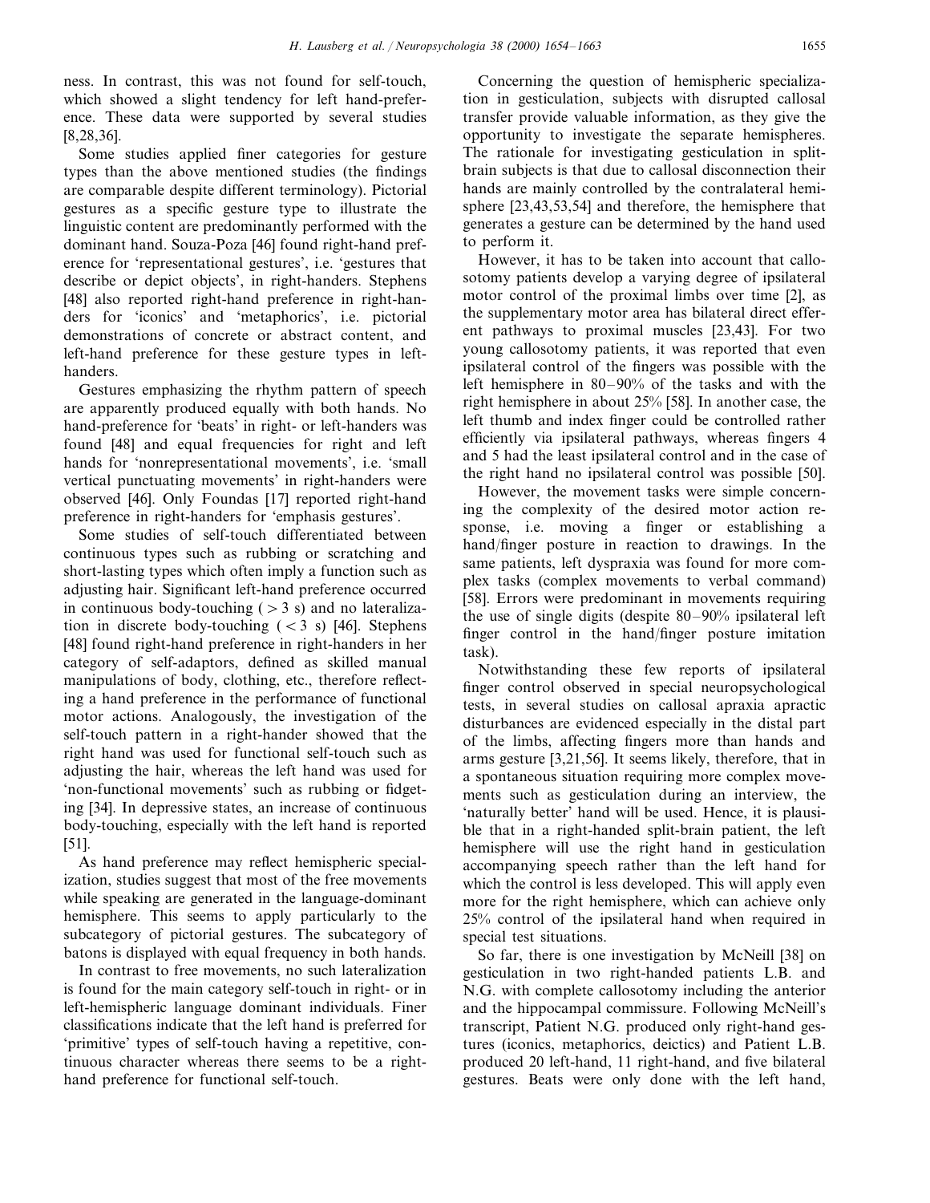ness. In contrast, this was not found for self-touch, which showed a slight tendency for left hand-preference. These data were supported by several studies [8,28,36].

Some studies applied finer categories for gesture types than the above mentioned studies (the findings are comparable despite different terminology). Pictorial gestures as a specific gesture type to illustrate the linguistic content are predominantly performed with the dominant hand. Souza-Poza [46] found right-hand preference for 'representational gestures', i.e. 'gestures that describe or depict objects', in right-handers. Stephens [48] also reported right-hand preference in right-handers for 'iconics' and 'metaphorics', i.e. pictorial demonstrations of concrete or abstract content, and left-hand preference for these gesture types in left-handers.

Gestures emphasizing the rhythm pattern of speech are apparently produced equally with both hands. No hand-preference for 'beats' in right- or left-handers was found [48] and equal frequencies for right and left hands for 'nonrepresentational movements', i.e. 'small vertical punctuating movements' in right-handers were observed [46]. Only Foundas [17] reported right-hand preference in right-handers for 'emphasis gestures'.

Some studies of self-touch differentiated between continuous types such as rubbing or scratching and short-lasting types which often imply a function such as adjusting hair. Significant left-hand preference occurred in continuous body-touching ( $> 3$ s) and no lateralization in discrete body-touching ( $< 3$ s) [46]. Stephens [48] found right-hand preference in right-handers in her category of self-adaptors, defined as skilled manual manipulations of body, clothing, etc., therefore reflecting a hand preference in the performance of functional motor actions. Analogously, the investigation of the self-touch pattern in a right-hander showed that the right hand was used for functional self-touch such as adjusting the hair, whereas the left hand was used for 'non-functional movements' such as rubbing or fidgeting [34]. In depressive states, an increase of continuous body-touching, especially with the left hand is reported [51].

As hand preference may reflect hemispheric specialization, studies suggest that most of the free movements while speaking are generated in the language-dominant hemisphere. This seems to apply particularly to the subcategory of pictorial gestures. The subcategory of batons is displayed with equal frequency in both hands.

In contrast to free movements, no such lateralization is found for the main category self-touch in right- or in left-hemispheric language dominant individuals. Finer classifications indicate that the left hand is preferred for 'primitive' types of self-touch having a repetitive, continuous character whereas there seems to be a right-hand preference for functional self-touch.

Concerning the question of hemispheric specialization in gesticulation, subjects with disrupted callosal transfer provide valuable information, as they give the opportunity to investigate the separate hemispheres. The rationale for investigating gesticulation in split-brain subjects is that due to callosal disconnection their hands are mainly controlled by the contralateral hemisphere [23,43,53,54] and therefore, the hemisphere that generates a gesture can be determined by the hand used to perform it.

However, it has to be taken into account that callosotomy patients develop a varying degree of ipsilateral motor control of the proximal limbs over time [2], as the supplementary motor area has bilateral direct efferent pathways to proximal muscles [23,43]. For two young callosotomy patients, it was reported that even ipsilateral control of the fingers was possible with the left hemisphere in 80–90% of the tasks and with the right hemisphere in about 25% [58]. In another case, the left thumb and index finger could be controlled rather efficiently via ipsilateral pathways, whereas fingers 4 and 5 had the least ipsilateral control and in the case of the right hand no ipsilateral control was possible [50].

However, the movement tasks were simple concerning the complexity of the desired motor action response, i.e. moving a finger or establishing a hand/finger posture in reaction to drawings. In the same patients, left dyspraxia was found for more complex tasks (complex movements to verbal command) [58]. Errors were predominant in movements requiring the use of single digits (despite 80–90% ipsilateral left finger control in the hand/finger posture imitation task).

Notwithstanding these few reports of ipsilateral finger control observed in special neuropsychological tests, in several studies on callosal apraxia apractic disturbances are evidenced especially in the distal part of the limbs, affecting fingers more than hands and arms gesture [3,21,56]. It seems likely, therefore, that in a spontaneous situation requiring more complex movements such as gesticulation during an interview, the 'naturally better' hand will be used. Hence, it is plausible that in a right-handed split-brain patient, the left hemisphere will use the right hand in gesticulation accompanying speech rather than the left hand for which the control is less developed. This will apply even more for the right hemisphere, which can achieve only 25% control of the ipsilateral hand when required in special test situations.

So far, there is one investigation by McNeill [38] on gesticulation in two right-handed patients L.B. and N.G. with complete callosotomy including the anterior and the hippocampal commissure. Following McNeill's transcript, Patient N.G. produced only right-hand gestures (iconics, metaphorics, deictics) and Patient L.B. produced 20 left-hand, 11 right-hand, and five bilateral gestures. Beats were only done with the left hand,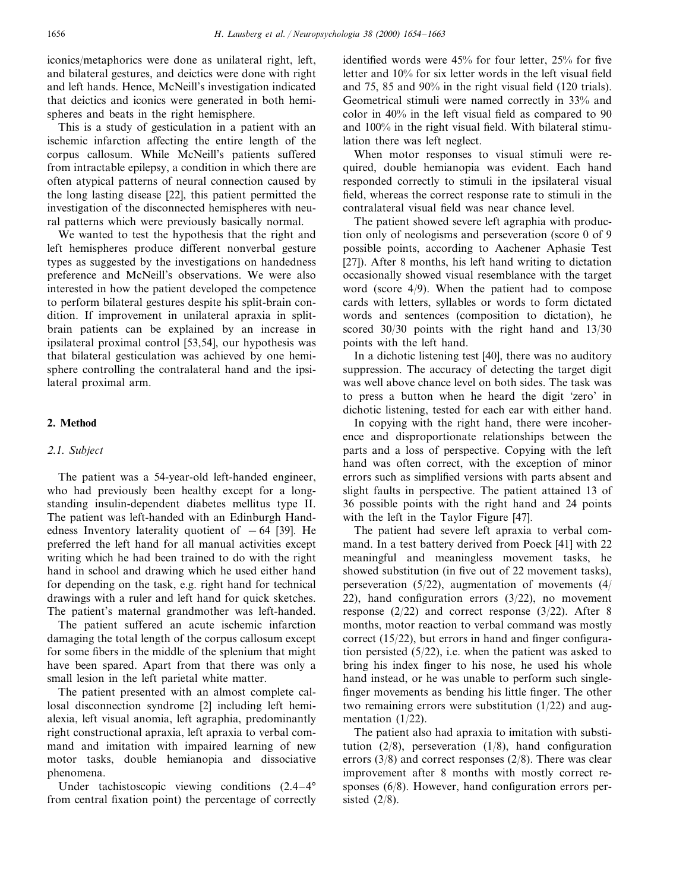iconics/metaphorics were done as unilateral right, left, and bilateral gestures, and deictics were done with right and left hands. Hence, McNeill's investigation indicated that deictics and iconics were generated in both hemispheres and beats in the right hemisphere.

This is a study of gesticulation in a patient with an ischemic infarction affecting the entire length of the corpus callosum. While McNeill's patients suffered from intractable epilepsy, a condition in which there are often atypical patterns of neural connection caused by the long lasting disease [22], this patient permitted the investigation of the disconnected hemispheres with neural patterns which were previously basically normal.

We wanted to test the hypothesis that the right and left hemispheres produce different nonverbal gesture types as suggested by the investigations on handedness preference and McNeill's observations. We were also interested in how the patient developed the competence to perform bilateral gestures despite his split-brain condition. If improvement in unilateral apraxia in split-brain patients can be explained by an increase in ipsilateral proximal control [53,54], our hypothesis was that bilateral gesticulation was achieved by one hemisphere controlling the contralateral hand and the ipsilateral proximal arm.

## 2. Method

### 2.1. Subject

The patient was a 54-year-old left-handed engineer, who had previously been healthy except for a long-standing insulin-dependent diabetes mellitus type II. The patient was left-handed with an Edinburgh Handedness Inventory laterality quotient of $-64$ [39]. He preferred the left hand for all manual activities except writing which he had been trained to do with the right hand in school and drawing which he used either hand for depending on the task, e.g. right hand for technical drawings with a ruler and left hand for quick sketches. The patient's maternal grandmother was left-handed.

The patient suffered an acute ischemic infarction damaging the total length of the corpus callosum except for some fibers in the middle of the splenium that might have been spared. Apart from that there was only a small lesion in the left parietal white matter.

The patient presented with an almost complete callosal disconnection syndrome [2] including left hemialexia, left visual anomia, left agraphia, predominantly right constructional apraxia, left apraxia to verbal command and imitation with impaired learning of new motor tasks, double hemianopia and dissociative phenomena.

Under tachistoscopic viewing conditions (2.4–4° from central fixation point) the percentage of correctly identified words were 45% for four letter, 25% for five letter and 10% for six letter words in the left visual field and 75, 85 and 90% in the right visual field (120 trials). Geometrical stimuli were named correctly in 33% and color in 40% in the left visual field as compared to 90 and 100% in the right visual field. With bilateral stimulation there was left neglect.

When motor responses to visual stimuli were required, double hemianopia was evident. Each hand responded correctly to stimuli in the ipsilateral visual field, whereas the correct response rate to stimuli in the contralateral visual field was near chance level.

The patient showed severe left agraphia with production only of neologisms and perseveration (score 0 of 9 possible points, according to Aachener Aphasie Test [27]). After 8 months, his left hand writing to dictation occasionally showed visual resemblance with the target word (score 4/9). When the patient had to compose cards with letters, syllables or words to form dictated words and sentences (composition to dictation), he scored 30/30 points with the right hand and 13/30 points with the left hand.

In a dichotic listening test [40], there was no auditory suppression. The accuracy of detecting the target digit was well above chance level on both sides. The task was to press a button when he heard the digit 'zero' in dichotic listening, tested for each ear with either hand.

In copying with the right hand, there were incoherence and disproportionate relationships between the parts and a loss of perspective. Copying with the left hand was often correct, with the exception of minor errors such as simplified versions with parts absent and slight faults in perspective. The patient attained 13 of 36 possible points with the right hand and 24 points with the left in the Taylor Figure [47].

The patient had severe left apraxia to verbal command. In a test battery derived from Poeck [41] with 22 meaningful and meaningless movement tasks, he showed substitution (in five out of 22 movement tasks), perseveration (5/22), augmentation of movements (4/22), hand configuration errors (3/22), no movement response (2/22) and correct response (3/22). After 8 months, motor reaction to verbal command was mostly correct (15/22), but errors in hand and finger configuration persisted (5/22), i.e. when the patient was asked to bring his index finger to his nose, he used his whole hand instead, or he was unable to perform such single-finger movements as bending his little finger. The other two remaining errors were substitution (1/22) and augmentation (1/22).

The patient also had apraxia to imitation with substitution (2/8), perseveration (1/8), hand configuration errors (3/8) and correct responses (2/8). There was clear improvement after 8 months with mostly correct responses (6/8). However, hand configuration errors persisted (2/8).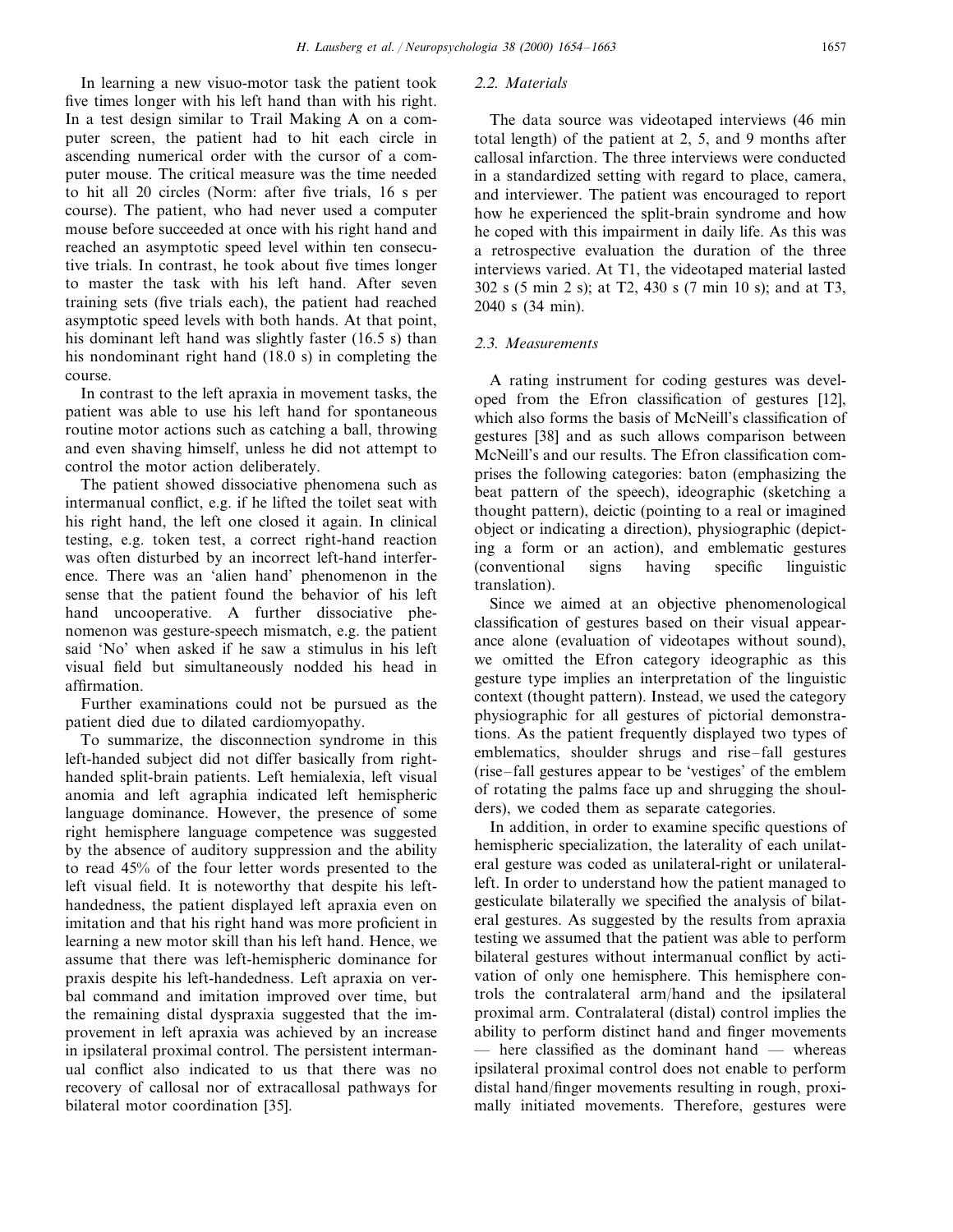In learning a new visuo-motor task the patient took five times longer with his left hand than with his right. In a test design similar to Trail Making A on a computer screen, the patient had to hit each circle in ascending numerical order with the cursor of a computer mouse. The critical measure was the time needed to hit all 20 circles (Norm: after five trials, 16 s per course). The patient, who had never used a computer mouse before succeeded at once with his right hand and reached an asymptotic speed level within ten consecutive trials. In contrast, he took about five times longer to master the task with his left hand. After seven training sets (five trials each), the patient had reached asymptotic speed levels with both hands. At that point, his dominant left hand was slightly faster (16.5 s) than his nondominant right hand (18.0 s) in completing the course.

In contrast to the left apraxia in movement tasks, the patient was able to use his left hand for spontaneous routine motor actions such as catching a ball, throwing and even shaving himself, unless he did not attempt to control the motor action deliberately.

The patient showed dissociative phenomena such as intermanual conflict, e.g. if he lifted the toilet seat with his right hand, the left one closed it again. In clinical testing, e.g. token test, a correct right-hand reaction was often disturbed by an incorrect left-hand interference. There was an 'alien hand' phenomenon in the sense that the patient found the behavior of his left hand uncooperative. A further dissociative phenomenon was gesture-speech mismatch, e.g. the patient said 'No' when asked if he saw a stimulus in his left visual field but simultaneously nodded his head in affirmation.

Further examinations could not be pursued as the patient died due to dilated cardiomyopathy.

To summarize, the disconnection syndrome in this left-handed subject did not differ basically from right-handed split-brain patients. Left hemialexia, left visual anomia and left agraphia indicated left hemispheric language dominance. However, the presence of some right hemisphere language competence was suggested by the absence of auditory suppression and the ability to read 45% of the four letter words presented to the left visual field. It is noteworthy that despite his left-handedness, the patient displayed left apraxia even on imitation and that his right hand was more proficient in learning a new motor skill than his left hand. Hence, we assume that there was left-hemispheric dominance for praxis despite his left-handedness. Left apraxia on verbal command and imitation improved over time, but the remaining distal dyspraxia suggested that the improvement in left apraxia was achieved by an increase in ipsilateral proximal control. The persistent intermanual conflict also indicated to us that there was no recovery of callosal nor of extracallosal pathways for bilateral motor coordination [35].

### 2.2. Materials

The data source was videotaped interviews (46 min total length) of the patient at 2, 5, and 9 months after callosal infarction. The three interviews were conducted in a standardized setting with regard to place, camera, and interviewer. The patient was encouraged to report how he experienced the split-brain syndrome and how he coped with this impairment in daily life. As this was a retrospective evaluation the duration of the three interviews varied. At T1, the videotaped material lasted 302 s (5 min 2 s); at T2, 430 s (7 min 10 s); and at T3, 2040 s (34 min).

### 2.3. Measurements

A rating instrument for coding gestures was developed from the Efron classification of gestures [12], which also forms the basis of McNeill's classification of gestures [38] and as such allows comparison between McNeill's and our results. The Efron classification comprises the following categories: baton (emphasizing the beat pattern of the speech), ideographic (sketching a thought pattern), deictic (pointing to a real or imagined object or indicating a direction), physiographic (depicting a form or an action), and emblematic gestures (conventional signs having specific linguistic translation).

Since we aimed at an objective phenomenological classification of gestures based on their visual appearance alone (evaluation of videotapes without sound), we omitted the Efron category ideographic as this gesture type implies an interpretation of the linguistic context (thought pattern). Instead, we used the category physiographic for all gestures of pictorial demonstrations. As the patient frequently displayed two types of emblematics, shoulder shrugs and rise–fall gestures (rise–fall gestures appear to be 'vestiges' of the emblem of rotating the palms face up and shrugging the shoulders), we coded them as separate categories.

In addition, in order to examine specific questions of hemispheric specialization, the laterality of each unilateral gesture was coded as unilateral-right or unilateral-left. In order to understand how the patient managed to gesticulate bilaterally we specified the analysis of bilateral gestures. As suggested by the results from apraxia testing we assumed that the patient was able to perform bilateral gestures without intermanual conflict by activation of only one hemisphere. This hemisphere controls the contralateral arm/hand and the ipsilateral proximal arm. Contralateral (distal) control implies the ability to perform distinct hand and finger movements — here classified as the dominant hand — whereas ipsilateral proximal control does not enable to perform distal hand/finger movements resulting in rough, proximally initiated movements. Therefore, gestures were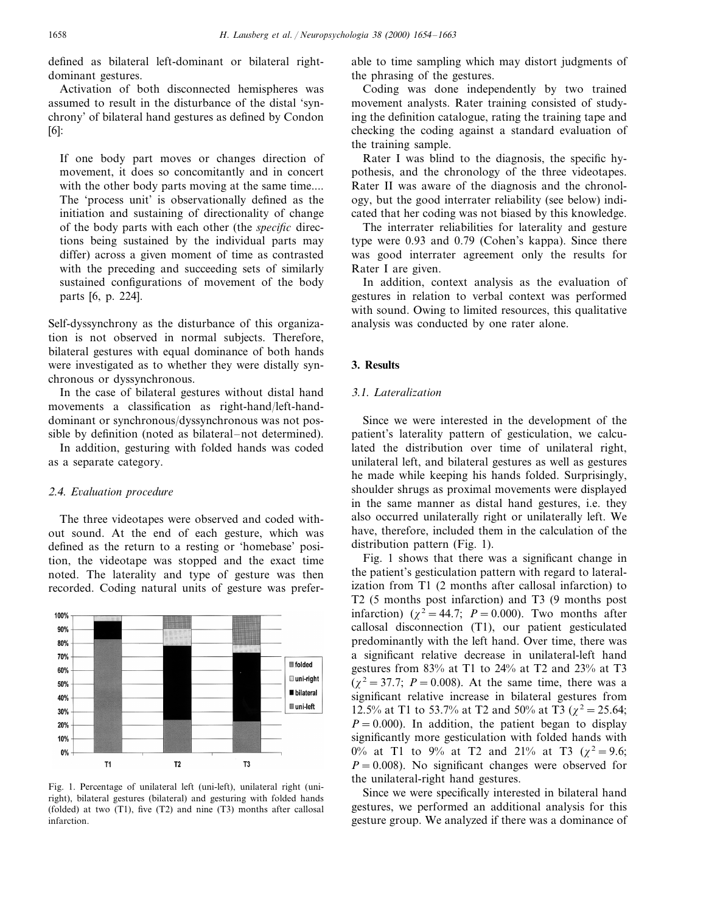defined as bilateral left-dominant or bilateral right-dominant gestures.

Activation of both disconnected hemispheres was assumed to result in the disturbance of the distal 'synchrony' of bilateral hand gestures as defined by Condon [6]:

> If one body part moves or changes direction of movement, it does so concomitantly and in concert with the other body parts moving at the same time.... The 'process unit' is observationally defined as the initiation and sustaining of directionality of change of the body parts with each other (the *specific* directions being sustained by the individual parts may differ) across a given moment of time as contrasted with the preceding and succeeding sets of similarly sustained configurations of movement of the body parts [6, p. 224].

Self-dyssynchrony as the disturbance of this organization is not observed in normal subjects. Therefore, bilateral gestures with equal dominance of both hands were investigated as to whether they were distally synchronous or dyssynchronous.

In the case of bilateral gestures without distal hand movements a classification as right-hand/left-hand-dominant or synchronous/dyssynchronous was not possible by definition (noted as bilateral–not determined).

In addition, gesturing with folded hands was coded as a separate category.

### 2.4. Evaluation procedure

The three videotapes were observed and coded without sound. At the end of each gesture, which was defined as the return to a resting or 'homebase' position, the videotape was stopped and the exact time noted. The laterality and type of gesture was then recorded. Coding natural units of gesture was preferable to time sampling which may distort judgments of the phrasing of the gestures.

100%
90%
80%
70%
60%
50%
40%
30%
20%
10%
0%
T1
T2
T3
folded
uni-right
bilateral
uni-left

Fig. 1. Percentage of unilateral left (uni-left), unilateral right (uni-right), bilateral gestures (bilateral) and gesturing with folded hands (folded) at two (T1), five (T2) and nine (T3) months after callosal infarction.

Coding was done independently by two trained movement analysts. Rater training consisted of studying the definition catalogue, rating the training tape and checking the coding against a standard evaluation of the training sample.

Rater I was blind to the diagnosis, the specific hypothesis, and the chronology of the three videotapes. Rater II was aware of the diagnosis and the chronology, but the good interrater reliability (see below) indicated that her coding was not biased by this knowledge.

The interrater reliabilities for laterality and gesture type were 0.93 and 0.79 (Cohen's kappa). Since there was good interrater agreement only the results for Rater I are given.

In addition, context analysis as the evaluation of gestures in relation to verbal context was performed with sound. Owing to limited resources, this qualitative analysis was conducted by one rater alone.

## 3. Results

### 3.1. Lateralization

Since we were interested in the development of the patient's laterality pattern of gesticulation, we calculated the distribution over time of unilateral right, unilateral left, and bilateral gestures as well as gestures he made while keeping his hands folded. Surprisingly, shoulder shrugs as proximal movements were displayed in the same manner as distal hand gestures, i.e. they also occurred unilaterally right or unilaterally left. We have, therefore, included them in the calculation of the distribution pattern (Fig. 1).

Fig. 1 shows that there was a significant change in the patient's gesticulation pattern with regard to lateralization from T1 (2 months after callosal infarction) to T2 (5 months post infarction) and T3 (9 months post infarction) ($\chi^2 = 44.7$; $P = 0.000$). Two months after callosal disconnection (T1), our patient gesticulated predominantly with the left hand. Over time, there was a significant relative decrease in unilateral-left hand gestures from 83% at T1 to 24% at T2 and 23% at T3 ($\chi^2 = 37.7$; $P = 0.008$). At the same time, there was a significant relative increase in bilateral gestures from 12.5% at T1 to 53.7% at T2 and 50% at T3 ($\chi^2 = 25.64$; $P = 0.000$). In addition, the patient began to display significantly more gesticulation with folded hands with 0% at T1 to 9% at T2 and 21% at T3 ($\chi^2 = 9.6$; $P = 0.008$). No significant changes were observed for the unilateral-right hand gestures.

Since we were specifically interested in bilateral hand gestures, we performed an additional analysis for this gesture group. We analyzed if there was a dominance of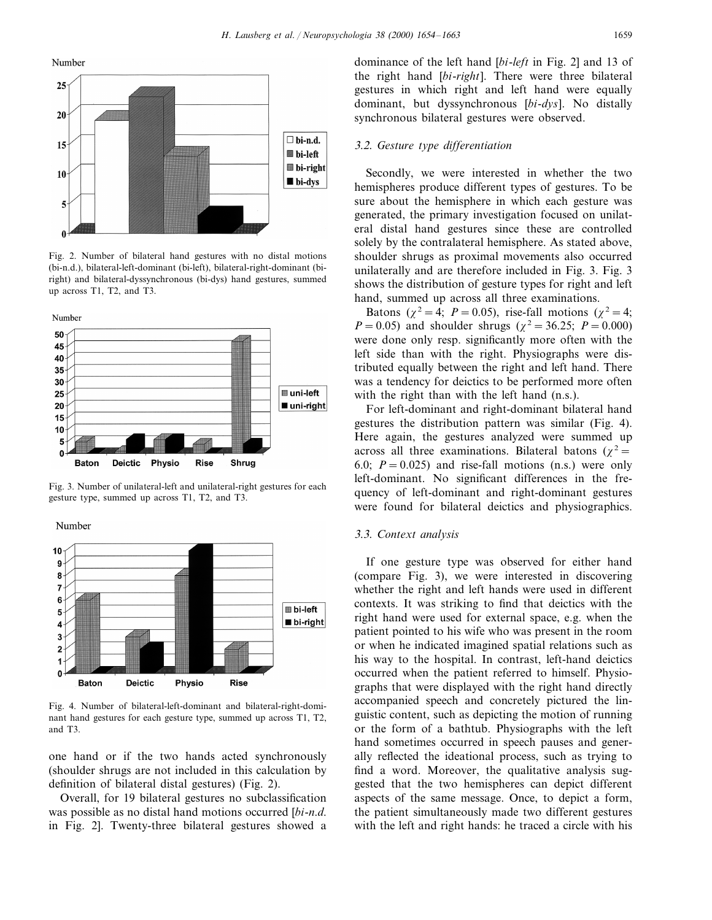Fig. 2. Number of bilateral hand gestures with no distal motions (bi-n.d.), bilateral-left-dominant (bi-left), bilateral-right-dominant (bi-right) and bilateral-dyssynchronous (bi-dys) hand gestures, summed up across T1, T2, and T3.

Fig. 3. Number of unilateral-left and unilateral-right gestures for each gesture type, summed up across T1, T2, and T3.

Fig. 4. Number of bilateral-left-dominant and bilateral-right-dominant hand gestures for each gesture type, summed up across T1, T2, and T3.

one hand or if the two hands acted synchronously (shoulder shrugs are not included in this calculation by definition of bilateral distal gestures) (Fig. 2).

Overall, for 19 bilateral gestures no subclassification was possible as no distal hand motions occurred [*bi-n.d.* in Fig. 2]. Twenty-three bilateral gestures showed a dominance of the left hand [*bi-left* in Fig. 2] and 13 of the right hand [*bi-right*]. There were three bilateral gestures in which right and left hand were equally dominant, but dyssynchronous [*bi-dys*]. No distally synchronous bilateral gestures were observed.

### 3.2. Gesture type differentiation

Secondly, we were interested in whether the two hemispheres produce different types of gestures. To be sure about the hemisphere in which each gesture was generated, the primary investigation focused on unilateral distal hand gestures since these are controlled solely by the contralateral hemisphere. As stated above, shoulder shrugs as proximal movements also occurred unilaterally and are therefore included in Fig. 3. Fig. 3 shows the distribution of gesture types for right and left hand, summed up across all three examinations.

Batons ($\chi^2 = 4$; $P = 0.05$), rise-fall motions ($\chi^2 = 4$; $P = 0.05$) and shoulder shrugs ($\chi^2 = 36.25$; $P = 0.000$) were done only resp. significantly more often with the left side than with the right. Physiographs were distributed equally between the right and left hand. There was a tendency for deictics to be performed more often with the right than with the left hand (n.s.).

For left-dominant and right-dominant bilateral hand gestures the distribution pattern was similar (Fig. 4). Here again, the gestures analyzed were summed up across all three examinations. Bilateral batons ($\chi^2 = 6.0$; $P = 0.025$) and rise-fall motions (n.s.) were only left-dominant. No significant differences in the frequency of left-dominant and right-dominant gestures were found for bilateral deictics and physiographics.

### 3.3. Context analysis

If one gesture type was observed for either hand (compare Fig. 3), we were interested in discovering whether the right and left hands were used in different contexts. It was striking to find that deictics with the right hand were used for external space, e.g. when the patient pointed to his wife who was present in the room or when he indicated imagined spatial relations such as his way to the hospital. In contrast, left-hand deictics occurred when the patient referred to himself. Physiographs that were displayed with the right hand directly accompanied speech and concretely pictured the linguistic content, such as depicting the motion of running or the form of a bathtub. Physiographs with the left hand sometimes occurred in speech pauses and generally reflected the ideational process, such as trying to find a word. Moreover, the qualitative analysis suggested that the two hemispheres can depict different aspects of the same message. Once, to depict a form, the patient simultaneously made two different gestures with the left and right hands: he traced a circle with his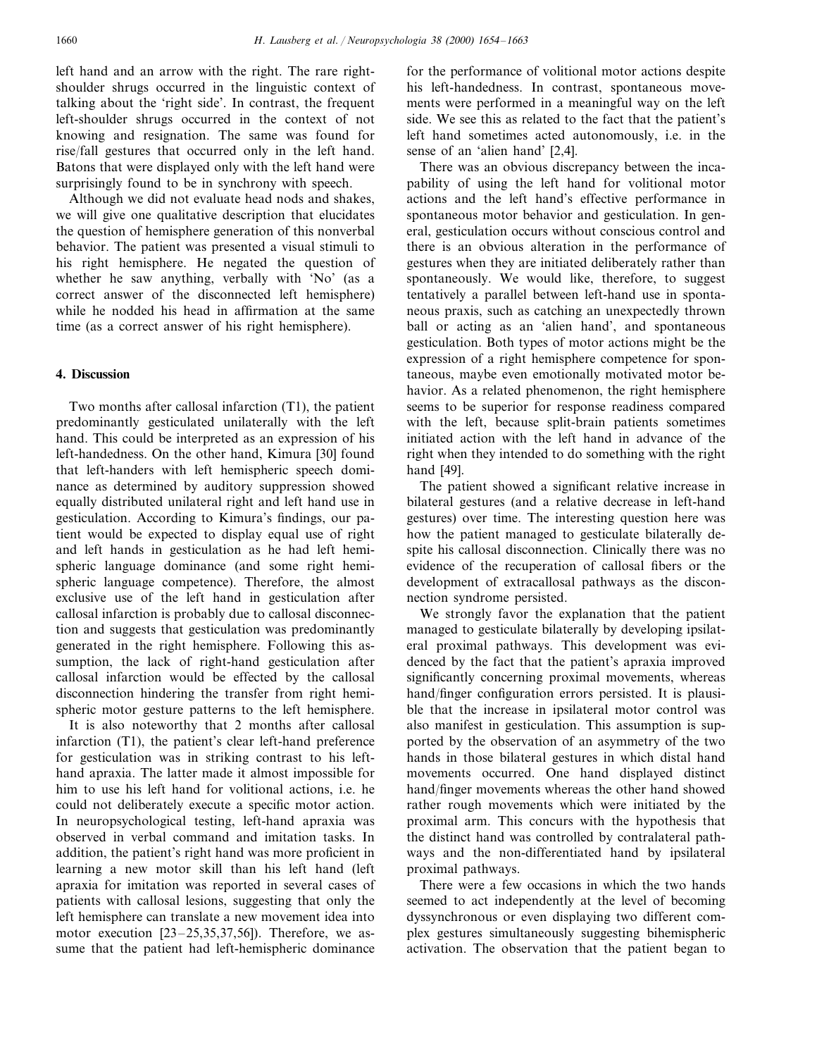left hand and an arrow with the right. The rare right-shoulder shrugs occurred in the linguistic context of talking about the 'right side'. In contrast, the frequent left-shoulder shrugs occurred in the context of not knowing and resignation. The same was found for rise/fall gestures that occurred only in the left hand. Batons that were displayed only with the left hand were surprisingly found to be in synchrony with speech.

Although we did not evaluate head nods and shakes, we will give one qualitative description that elucidates the question of hemisphere generation of this nonverbal behavior. The patient was presented a visual stimuli to his right hemisphere. He negated the question of whether he saw anything, verbally with 'No' (as a correct answer of the disconnected left hemisphere) while he nodded his head in affirmation at the same time (as a correct answer of his right hemisphere).

## 4. Discussion

Two months after callosal infarction (T1), the patient predominantly gesticulated unilaterally with the left hand. This could be interpreted as an expression of his left-handedness. On the other hand, Kimura [30] found that left-handers with left hemispheric speech dominance as determined by auditory suppression showed equally distributed unilateral right and left hand use in gesticulation. According to Kimura's findings, our patient would be expected to display equal use of right and left hands in gesticulation as he had left hemispheric language dominance (and some right hemispheric language competence). Therefore, the almost exclusive use of the left hand in gesticulation after callosal infarction is probably due to callosal disconnection and suggests that gesticulation was predominantly generated in the right hemisphere. Following this assumption, the lack of right-hand gesticulation after callosal infarction would be effected by the callosal disconnection hindering the transfer from right hemispheric motor gesture patterns to the left hemisphere.

It is also noteworthy that 2 months after callosal infarction (T1), the patient's clear left-hand preference for gesticulation was in striking contrast to his left-hand apraxia. The latter made it almost impossible for him to use his left hand for volitional actions, i.e. he could not deliberately execute a specific motor action. In neuropsychological testing, left-hand apraxia was observed in verbal command and imitation tasks. In addition, the patient's right hand was more proficient in learning a new motor skill than his left hand (left apraxia for imitation was reported in several cases of patients with callosal lesions, suggesting that only the left hemisphere can translate a new movement idea into motor execution [23–25,35,37,56]). Therefore, we assume that the patient had left-hemispheric dominance for the performance of volitional motor actions despite his left-handedness. In contrast, spontaneous movements were performed in a meaningful way on the left side. We see this as related to the fact that the patient's left hand sometimes acted autonomously, i.e. in the sense of an 'alien hand' [2,4].

There was an obvious discrepancy between the incapability of using the left hand for volitional motor actions and the left hand's effective performance in spontaneous motor behavior and gesticulation. In general, gesticulation occurs without conscious control and there is an obvious alteration in the performance of gestures when they are initiated deliberately rather than spontaneously. We would like, therefore, to suggest tentatively a parallel between left-hand use in spontaneous praxis, such as catching an unexpectedly thrown ball or acting as an 'alien hand', and spontaneous gesticulation. Both types of motor actions might be the expression of a right hemisphere competence for spontaneous, maybe even emotionally motivated motor behavior. As a related phenomenon, the right hemisphere seems to be superior for response readiness compared with the left, because split-brain patients sometimes initiated action with the left hand in advance of the right when they intended to do something with the right hand [49].

The patient showed a significant relative increase in bilateral gestures (and a relative decrease in left-hand gestures) over time. The interesting question here was how the patient managed to gesticulate bilaterally despite his callosal disconnection. Clinically there was no evidence of the recuperation of callosal fibers or the development of extracallosal pathways as the disconnection syndrome persisted.

We strongly favor the explanation that the patient managed to gesticulate bilaterally by developing ipsilateral proximal pathways. This development was evidenced by the fact that the patient's apraxia improved significantly concerning proximal movements, whereas hand/finger configuration errors persisted. It is plausible that the increase in ipsilateral motor control was also manifest in gesticulation. This assumption is supported by the observation of an asymmetry of the two hands in those bilateral gestures in which distal hand movements occurred. One hand displayed distinct hand/finger movements whereas the other hand showed rather rough movements which were initiated by the proximal arm. This concurs with the hypothesis that the distinct hand was controlled by contralateral pathways and the non-differentiated hand by ipsilateral proximal pathways.

There were a few occasions in which the two hands seemed to act independently at the level of becoming dyssynchronous or even displaying two different complex gestures simultaneously suggesting bihemispheric activation. The observation that the patient began to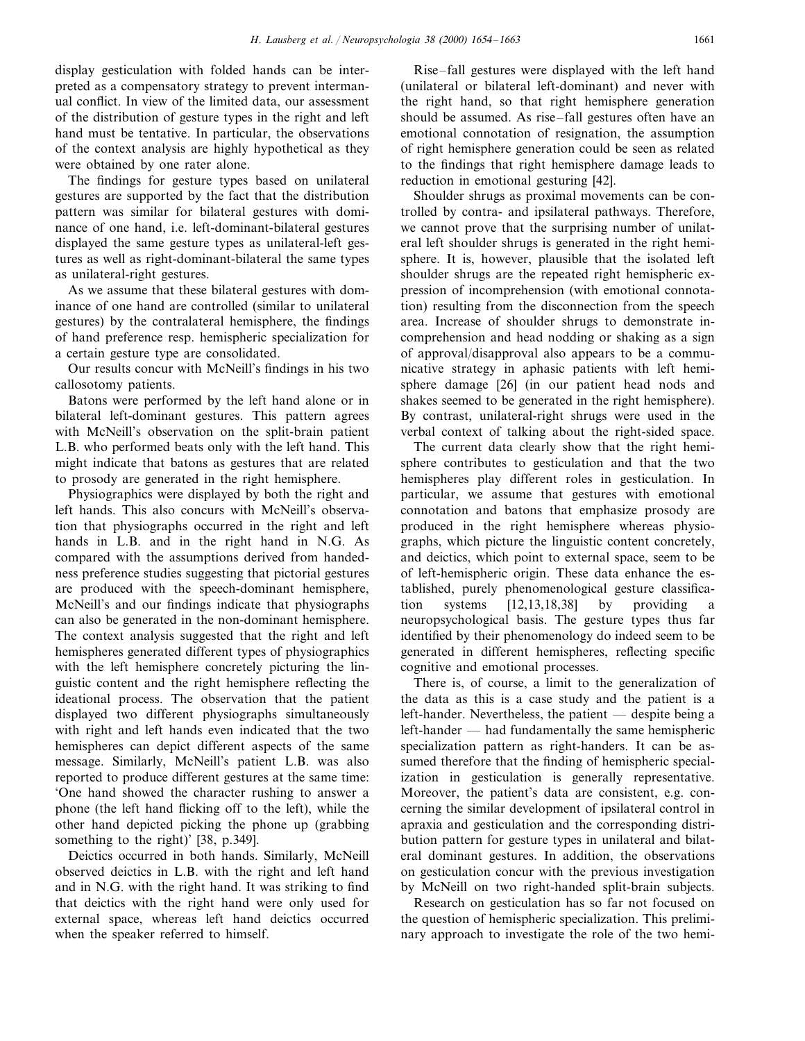display gesticulation with folded hands can be interpreted as a compensatory strategy to prevent intermanual conflict. In view of the limited data, our assessment of the distribution of gesture types in the right and left hand must be tentative. In particular, the observations of the context analysis are highly hypothetical as they were obtained by one rater alone.

The findings for gesture types based on unilateral gestures are supported by the fact that the distribution pattern was similar for bilateral gestures with dominance of one hand, i.e. left-dominant-bilateral gestures displayed the same gesture types as unilateral-left gestures as well as right-dominant-bilateral the same types as unilateral-right gestures.

As we assume that these bilateral gestures with dominance of one hand are controlled (similar to unilateral gestures) by the contralateral hemisphere, the findings of hand preference resp. hemispheric specialization for a certain gesture type are consolidated.

Our results concur with McNeill's findings in his two callosotomy patients.

Batons were performed by the left hand alone or in bilateral left-dominant gestures. This pattern agrees with McNeill's observation on the split-brain patient L.B. who performed beats only with the left hand. This might indicate that batons as gestures that are related to prosody are generated in the right hemisphere.

Physiographics were displayed by both the right and left hands. This also concurs with McNeill's observation that physiographs occurred in the right and left hands in L.B. and in the right hand in N.G. As compared with the assumptions derived from handedness preference studies suggesting that pictorial gestures are produced with the speech-dominant hemisphere, McNeill's and our findings indicate that physiographs can also be generated in the non-dominant hemisphere. The context analysis suggested that the right and left hemispheres generated different types of physiographics with the left hemisphere concretely picturing the linguistic content and the right hemisphere reflecting the ideational process. The observation that the patient displayed two different physiographs simultaneously with right and left hands even indicated that the two hemispheres can depict different aspects of the same message. Similarly, McNeill's patient L.B. was also reported to produce different gestures at the same time: 'One hand showed the character rushing to answer a phone (the left hand flicking off to the left), while the other hand depicted picking the phone up (grabbing something to the right)' [38, p.349].

Deictics occurred in both hands. Similarly, McNeill observed deictics in L.B. with the right and left hand and in N.G. with the right hand. It was striking to find that deictics with the right hand were only used for external space, whereas left hand deictics occurred when the speaker referred to himself.

Rise–fall gestures were displayed with the left hand (unilateral or bilateral left-dominant) and never with the right hand, so that right hemisphere generation should be assumed. As rise–fall gestures often have an emotional connotation of resignation, the assumption of right hemisphere generation could be seen as related to the findings that right hemisphere damage leads to reduction in emotional gesturing [42].

Shoulder shrugs as proximal movements can be controlled by contra- and ipsilateral pathways. Therefore, we cannot prove that the surprising number of unilateral left shoulder shrugs is generated in the right hemisphere. It is, however, plausible that the isolated left shoulder shrugs are the repeated right hemispheric expression of incomprehension (with emotional connotation) resulting from the disconnection from the speech area. Increase of shoulder shrugs to demonstrate incomprehension and head nodding or shaking as a sign of approval/disapproval also appears to be a communicative strategy in aphasic patients with left hemisphere damage [26] (in our patient head nods and shakes seemed to be generated in the right hemisphere). By contrast, unilateral-right shrugs were used in the verbal context of talking about the right-sided space.

The current data clearly show that the right hemisphere contributes to gesticulation and that the two hemispheres play different roles in gesticulation. In particular, we assume that gestures with emotional connotation and batons that emphasize prosody are produced in the right hemisphere whereas physiographs, which picture the linguistic content concretely, and deictics, which point to external space, seem to be of left-hemispheric origin. These data enhance the established, purely phenomenological gesture classification systems [12,13,18,38] by providing a neuropsychological basis. The gesture types thus far identified by their phenomenology do indeed seem to be generated in different hemispheres, reflecting specific cognitive and emotional processes.

There is, of course, a limit to the generalization of the data as this is a case study and the patient is a left-hander. Nevertheless, the patient — despite being a left-hander — had fundamentally the same hemispheric specialization pattern as right-handers. It can be assumed therefore that the finding of hemispheric specialization in gesticulation is generally representative. Moreover, the patient's data are consistent, e.g. concerning the similar development of ipsilateral control in apraxia and gesticulation and the corresponding distribution pattern for gesture types in unilateral and bilateral dominant gestures. In addition, the observations on gesticulation concur with the previous investigation by McNeill on two right-handed split-brain subjects.

Research on gesticulation has so far not focused on the question of hemispheric specialization. This preliminary approach to investigate the role of the two hemi-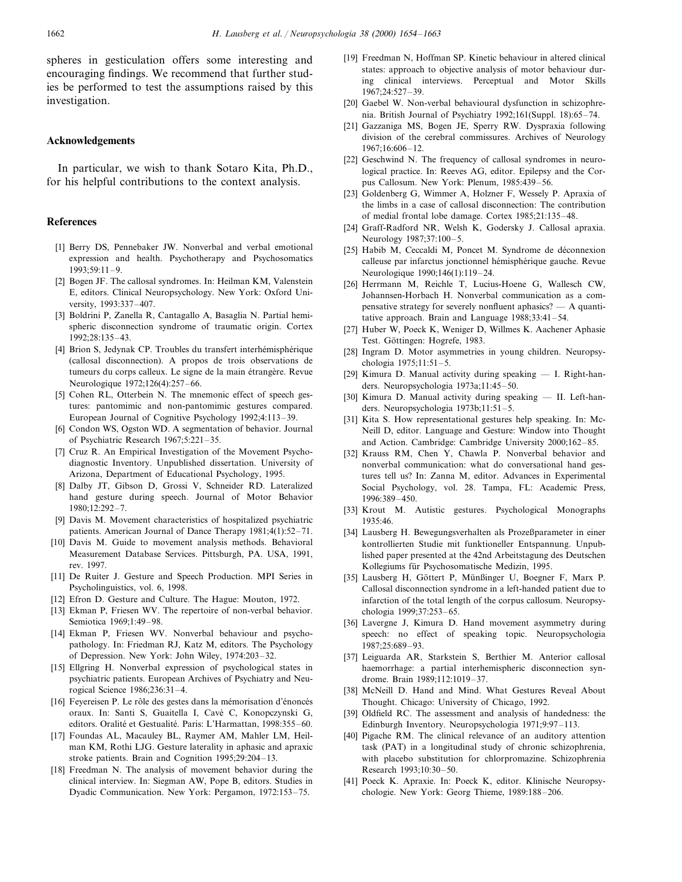spheres in gesticulation offers some interesting and encouraging findings. We recommend that further studies be performed to test the assumptions raised by this investigation.

## Acknowledgements

In particular, we wish to thank Sotaro Kita, Ph.D., for his helpful contributions to the context analysis.

## References

[1] Berry DS, Pennebaker JW. Nonverbal and verbal emotional expression and health. Psychotherapy and Psychosomatics 1993;59:11–9.

[2] Bogen JF. The callosal syndromes. In: Heilman KM, Valenstein E, editors. Clinical Neuropsychology. New York: Oxford University, 1993:337–407.

[3] Boldrini P, Zanella R, Cantagallo A, Basaglia N. Partial hemispheric disconnection syndrome of traumatic origin. Cortex 1992;28:135–43.

[4] Brion S, Jedynak CP. Troubles du transfert interhémisphérique (callosal disconnection). A propos de trois observations de tumeurs du corps calleux. Le signe de la main étrangère. Revue Neurologique 1972;126(4):257–66.

[5] Cohen RL, Otterbein N. The mnemonic effect of speech gestures: pantomimic and non-pantomimic gestures compared. European Journal of Cognitive Psychology 1992;4:113–39.

[6] Condon WS, Ogston WD. A segmentation of behavior. Journal of Psychiatric Research 1967;5:221–35.

[7] Cruz R. An Empirical Investigation of the Movement Psychodiagnostic Inventory. Unpublished dissertation. University of Arizona, Department of Educational Psychology, 1995.

[8] Dalby JT, Gibson D, Grossi V, Schneider RD. Lateralized hand gesture during speech. Journal of Motor Behavior 1980;12:292–7.

[9] Davis M. Movement characteristics of hospitalized psychiatric patients. American Journal of Dance Therapy 1981;4(1):52–71.

[10] Davis M. Guide to movement analysis methods. Behavioral Measurement Database Services. Pittsburgh, PA. USA, 1991, rev. 1997.

[11] De Ruiter J. Gesture and Speech Production. MPI Series in Psycholinguistics, vol. 6, 1998.

[12] Efron D. Gesture and Culture. The Hague: Mouton, 1972.

[13] Ekman P, Friesen WV. The repertoire of non-verbal behavior. Semiotica 1969;1:49–98.

[14] Ekman P, Friesen WV. Nonverbal behaviour and psychopathology. In: Friedman RJ, Katz M, editors. The Psychology of Depression. New York: John Wiley, 1974:203–32.

[15] Ellgring H. Nonverbal expression of psychological states in psychiatric patients. European Archives of Psychiatry and Neurological Science 1986;236:31–4.

[16] Feyereisen P. Le rôle des gestes dans la mémorisation d'énoncés oraux. In: Santi S, Guaitella I, Cavé C, Konopczynski G, editors. Oralité et Gestualité. Paris: L'Harmattan, 1998:355–60.

[17] Foundas AL, Macauley BL, Raymer AM, Mahler LM, Heilman KM, Rothi LJG. Gesture laterality in aphasic and apraxic stroke patients. Brain and Cognition 1995;29:204–13.

[18] Freedman N. The analysis of movement behavior during the clinical interview. In: Siegman AW, Pope B, editors. Studies in Dyadic Communication. New York: Pergamon, 1972:153–75.

[19] Freedman N, Hoffman SP. Kinetic behaviour in altered clinical states: approach to objective analysis of motor behaviour during clinical interviews. Perceptual and Motor Skills 1967;24:527–39.

[20] Gaebel W. Non-verbal behavioural dysfunction in schizophrenia. British Journal of Psychiatry 1992;161(Suppl. 18):65–74.

[21] Gazzaniga MS, Bogen JE, Sperry RW. Dyspraxia following division of the cerebral commissures. Archives of Neurology 1967;16:606–12.

[22] Geschwind N. The frequency of callosal syndromes in neurological practice. In: Reeves AG, editor. Epilepsy and the Corpus Callosum. New York: Plenum, 1985:439–56.

[23] Goldenberg G, Wimmer A, Holzner F, Wessely P. Apraxia of the limbs in a case of callosal disconnection: The contribution of medial frontal lobe damage. Cortex 1985;21:135–48.

[24] Graff-Radford NR, Welsh K, Godersky J. Callosal apraxia. Neurology 1987;37:100–5.

[25] Habib M, Ceccaldi M, Poncet M. Syndrome de déconnexion calleuse par infarctus jonctionnel hémisphérique gauche. Revue Neurologique 1990;146(1):119–24.

[26] Herrmann M, Reichle T, Lucius-Hoene G, Wallesch CW, Johannsen-Horbach H. Nonverbal communication as a compensative strategy for severely nonfluent aphasics? — A quantitative approach. Brain and Language 1988;33:41–54.

[27] Huber W, Poeck K, Weniger D, Willmes K. Aachener Aphasie Test. Göttingen: Hogrefe, 1983.

[28] Ingram D. Motor asymmetries in young children. Neuropsychologia 1975;11:51–5.

[29] Kimura D. Manual activity during speaking — I. Right-handers. Neuropsychologia 1973a;11:45–50.

[30] Kimura D. Manual activity during speaking — II. Left-handers. Neuropsychologia 1973b;11:51–5.

[31] Kita S. How representational gestures help speaking. In: McNeill D, editor. Language and Gesture: Window into Thought and Action. Cambridge: Cambridge University 2000;162–85.

[32] Krauss RM, Chen Y, Chawla P. Nonverbal behavior and nonverbal communication: what do conversational hand gestures tell us? In: Zanna M, editor. Advances in Experimental Social Psychology, vol. 28. Tampa, FL: Academic Press, 1996:389–450.

[33] Krout M. Autistic gestures. Psychological Monographs 1935:46.

[34] Lausberg H. Bewegungsverhalten als Prozeßparameter in einer kontrollierten Studie mit funktioneller Entspannung. Unpublished paper presented at the 42nd Arbeitstagung des Deutschen Kollegiums für Psychosomatische Medizin, 1995.

[35] Lausberg H, Göttert P, Münßinger U, Boegner F, Marx P. Callosal disconnection syndrome in a left-handed patient due to infarction of the total length of the corpus callosum. Neuropsychologia 1999;37:253–65.

[36] Lavergne J, Kimura D. Hand movement asymmetry during speech: no effect of speaking topic. Neuropsychologia 1987;25:689–93.

[37] Leiguarda AR, Starkstein S, Berthier M. Anterior callosal haemorrhage: a partial interhemispheric disconnection syndrome. Brain 1989;112:1019–37.

[38] McNeill D. Hand and Mind. What Gestures Reveal About Thought. Chicago: University of Chicago, 1992.

[39] Oldfield RC. The assessment and analysis of handedness: the Edinburgh Inventory. Neuropsychologia 1971;9:97–113.

[40] Pigache RM. The clinical relevance of an auditory attention task (PAT) in a longitudinal study of chronic schizophrenia, with placebo substitution for chlorpromazine. Schizophrenia Research 1993;10:30–50.

[41] Poeck K. Apraxie. In: Poeck K, editor. Klinische Neuropsychologie. New York: Georg Thieme, 1989:188–206.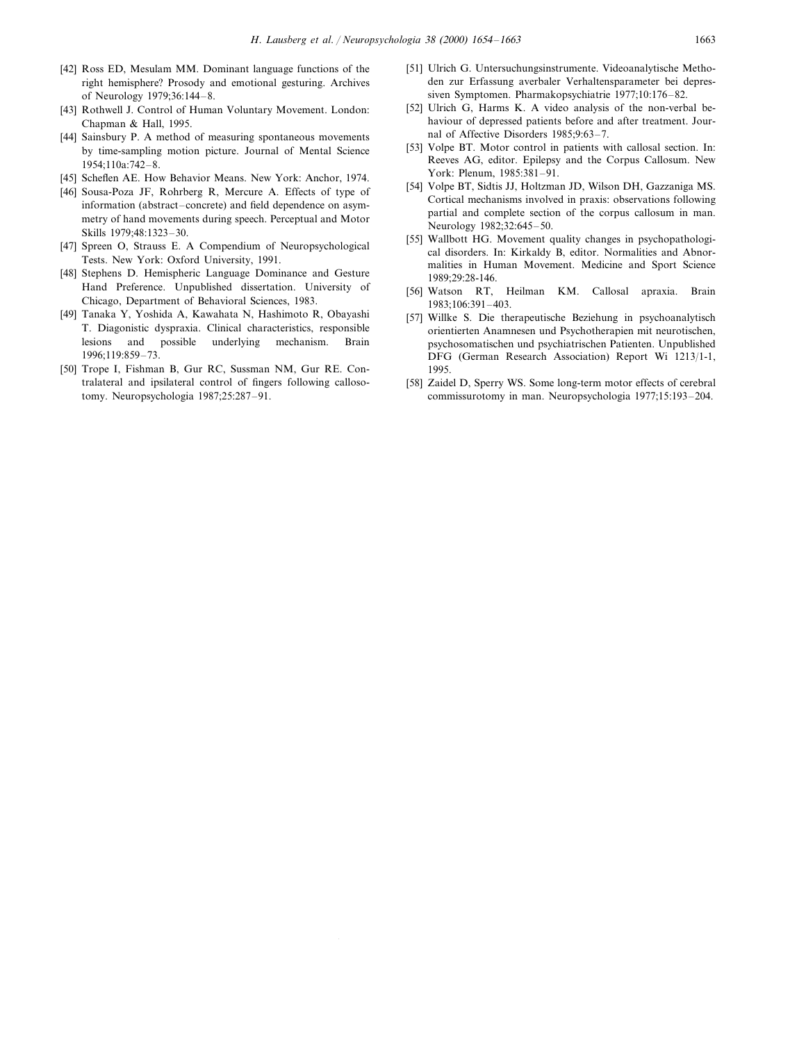[42] Ross ED, Mesulam MM. Dominant language functions of the right hemisphere? Prosody and emotional gesturing. Archives of Neurology 1979;36:144–8.

[43] Rothwell J. Control of Human Voluntary Movement. London: Chapman & Hall, 1995.

[44] Sainsbury P. A method of measuring spontaneous movements by time-sampling motion picture. Journal of Mental Science 1954;110a:742–8.

[45] Scheflen AE. How Behavior Means. New York: Anchor, 1974.

[46] Sousa-Poza JF, Rohrberg R, Mercure A. Effects of type of information (abstract–concrete) and field dependence on asymmetry of hand movements during speech. Perceptual and Motor Skills 1979;48:1323–30.

[47] Spreen O, Strauss E. A Compendium of Neuropsychological Tests. New York: Oxford University, 1991.

[48] Stephens D. Hemispheric Language Dominance and Gesture Hand Preference. Unpublished dissertation. University of Chicago, Department of Behavioral Sciences, 1983.

[49] Tanaka Y, Yoshida A, Kawahata N, Hashimoto R, Obayashi T. Diagonistic dyspraxia. Clinical characteristics, responsible lesions and possible underlying mechanism. Brain 1996;119:859–73.

[50] Trope I, Fishman B, Gur RC, Sussman NM, Gur RE. Contralateral and ipsilateral control of fingers following callosotomy. Neuropsychologia 1987;25:287–91.

[51] Ulrich G. Untersuchungsinstrumente. Videoanalytische Methoden zur Erfassung averbaler Verhaltensparameter bei depressiven Symptomen. Pharmakopsychiatrie 1977;10:176–82.

[52] Ulrich G, Harms K. A video analysis of the non-verbal behaviour of depressed patients before and after treatment. Journal of Affective Disorders 1985;9:63–7.

[53] Volpe BT. Motor control in patients with callosal section. In: Reeves AG, editor. Epilepsy and the Corpus Callosum. New York: Plenum, 1985:381–91.

[54] Volpe BT, Sidtis JJ, Holtzman JD, Wilson DH, Gazzaniga MS. Cortical mechanisms involved in praxis: observations following partial and complete section of the corpus callosum in man. Neurology 1982;32:645–50.

[55] Wallbott HG. Movement quality changes in psychopathological disorders. In: Kirkaldy B, editor. Normalities and Abnormalities in Human Movement. Medicine and Sport Science 1989;29:28-146.

[56] Watson RT, Heilman KM. Callosal apraxia. Brain 1983;106:391–403.

[57] Willke S. Die therapeutische Beziehung in psychoanalytisch orientierten Anamnesen und Psychotherapien mit neurotischen, psychosomatischen und psychiatrischen Patienten. Unpublished DFG (German Research Association) Report Wi 1213/1-1, 1995.

[58] Zaidel D, Sperry WS. Some long-term motor effects of cerebral commissurotomy in man. Neuropsychologia 1977;15:193–204.